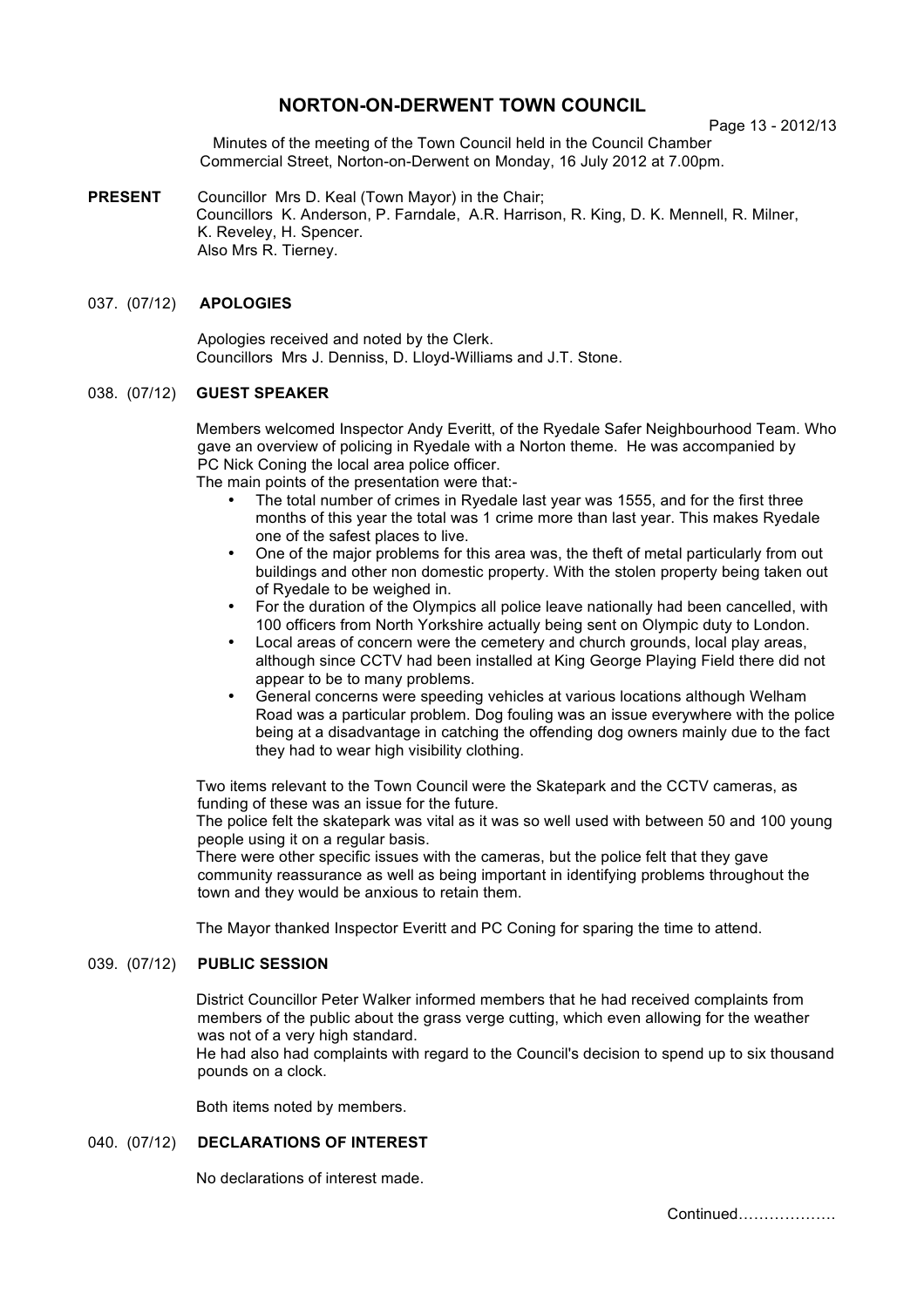# NORTON-ON-DERWENT TOWN COUNCIL

Minutes of the meeting of the Town Council held in the Council Chamber Commercial Street, Norton-on-Derwent on Monday, 16 July 2012 at 7.00pm.

**PRESENT** Councillor Mrs D. Keal (Town Mayor) in the Chair;
Councillors K. Anderson, P. Farndale, A.R. Harrison, R. King, D. K. Mennell, R. Milner, K. Reveley, H. Spencer.
Also Mrs R. Tierney.

## 037. (07/12) APOLOGIES

Apologies received and noted by the Clerk.
Councillors Mrs J. Denniss, D. Lloyd-Williams and J.T. Stone.

## 038. (07/12) GUEST SPEAKER

Members welcomed Inspector Andy Everitt, of the Ryedale Safer Neighbourhood Team. Who gave an overview of policing in Ryedale with a Norton theme. He was accompanied by PC Nick Coning the local area police officer.
The main points of the presentation were that:-

- The total number of crimes in Ryedale last year was 1555, and for the first three months of this year the total was 1 crime more than last year. This makes Ryedale one of the safest places to live.
- One of the major problems for this area was, the theft of metal particularly from out buildings and other non domestic property. With the stolen property being taken out of Ryedale to be weighed in.
- For the duration of the Olympics all police leave nationally had been cancelled, with 100 officers from North Yorkshire actually being sent on Olympic duty to London.
- Local areas of concern were the cemetery and church grounds, local play areas, although since CCTV had been installed at King George Playing Field there did not appear to be to many problems.
- General concerns were speeding vehicles at various locations although Welham Road was a particular problem. Dog fouling was an issue everywhere with the police being at a disadvantage in catching the offending dog owners mainly due to the fact they had to wear high visibility clothing.

Two items relevant to the Town Council were the Skatepark and the CCTV cameras, as funding of these was an issue for the future.
The police felt the skatepark was vital as it was so well used with between 50 and 100 young people using it on a regular basis.
There were other specific issues with the cameras, but the police felt that they gave community reassurance as well as being important in identifying problems throughout the town and they would be anxious to retain them.

The Mayor thanked Inspector Everitt and PC Coning for sparing the time to attend.

## 039. (07/12) PUBLIC SESSION

District Councillor Peter Walker informed members that he had received complaints from members of the public about the grass verge cutting, which even allowing for the weather was not of a very high standard.
He had also had complaints with regard to the Council's decision to spend up to six thousand pounds on a clock.

Both items noted by members.

## 040. (07/12) DECLARATIONS OF INTEREST

No declarations of interest made.

Continued……………….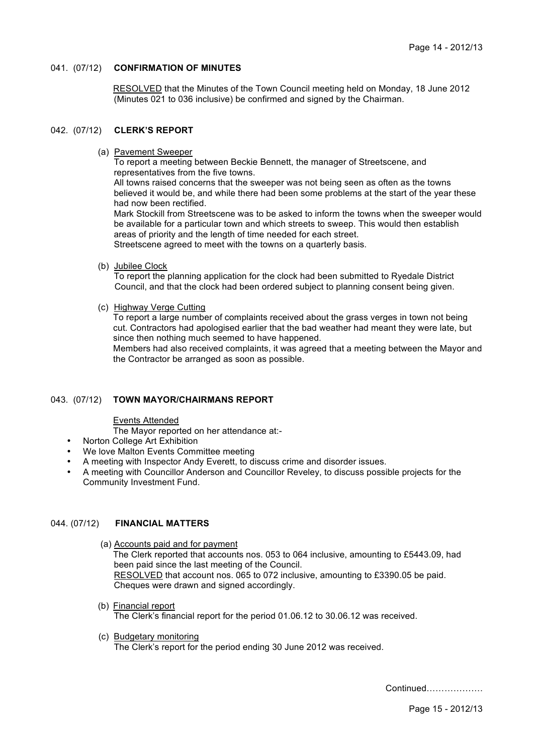## 041. (07/12) **CONFIRMATION OF MINUTES**

RESOLVED that the Minutes of the Town Council meeting held on Monday, 18 June 2012 (Minutes 021 to 036 inclusive) be confirmed and signed by the Chairman.

## 042. (07/12) **CLERK'S REPORT**

(a) Pavement Sweeper

To report a meeting between Beckie Bennett, the manager of Streetscene, and representatives from the five towns.

All towns raised concerns that the sweeper was not being seen as often as the towns believed it would be, and while there had been some problems at the start of the year these had now been rectified.

Mark Stockill from Streetscene was to be asked to inform the towns when the sweeper would be available for a particular town and which streets to sweep. This would then establish areas of priority and the length of time needed for each street.

Streetscene agreed to meet with the towns on a quarterly basis.

(b) Jubilee Clock

To report the planning application for the clock had been submitted to Ryedale District Council, and that the clock had been ordered subject to planning consent being given.

(c) Highway Verge Cutting

To report a large number of complaints received about the grass verges in town not being cut. Contractors had apologised earlier that the bad weather had meant they were late, but since then nothing much seemed to have happened.

Members had also received complaints, it was agreed that a meeting between the Mayor and the Contractor be arranged as soon as possible.

## 043. (07/12) **TOWN MAYOR/CHAIRMANS REPORT**

Events Attended

The Mayor reported on her attendance at:-

- Norton College Art Exhibition
- We love Malton Events Committee meeting
- A meeting with Inspector Andy Everett, to discuss crime and disorder issues.
- A meeting with Councillor Anderson and Councillor Reveley, to discuss possible projects for the Community Investment Fund.

## 044. (07/12) **FINANCIAL MATTERS**

(a) Accounts paid and for payment

The Clerk reported that accounts nos. 053 to 064 inclusive, amounting to £5443.09, had been paid since the last meeting of the Council.

RESOLVED that account nos. 065 to 072 inclusive, amounting to £3390.05 be paid. Cheques were drawn and signed accordingly.

(b) Financial report

The Clerk's financial report for the period 01.06.12 to 30.06.12 was received.

(c) Budgetary monitoring

The Clerk's report for the period ending 30 June 2012 was received.

Continued………………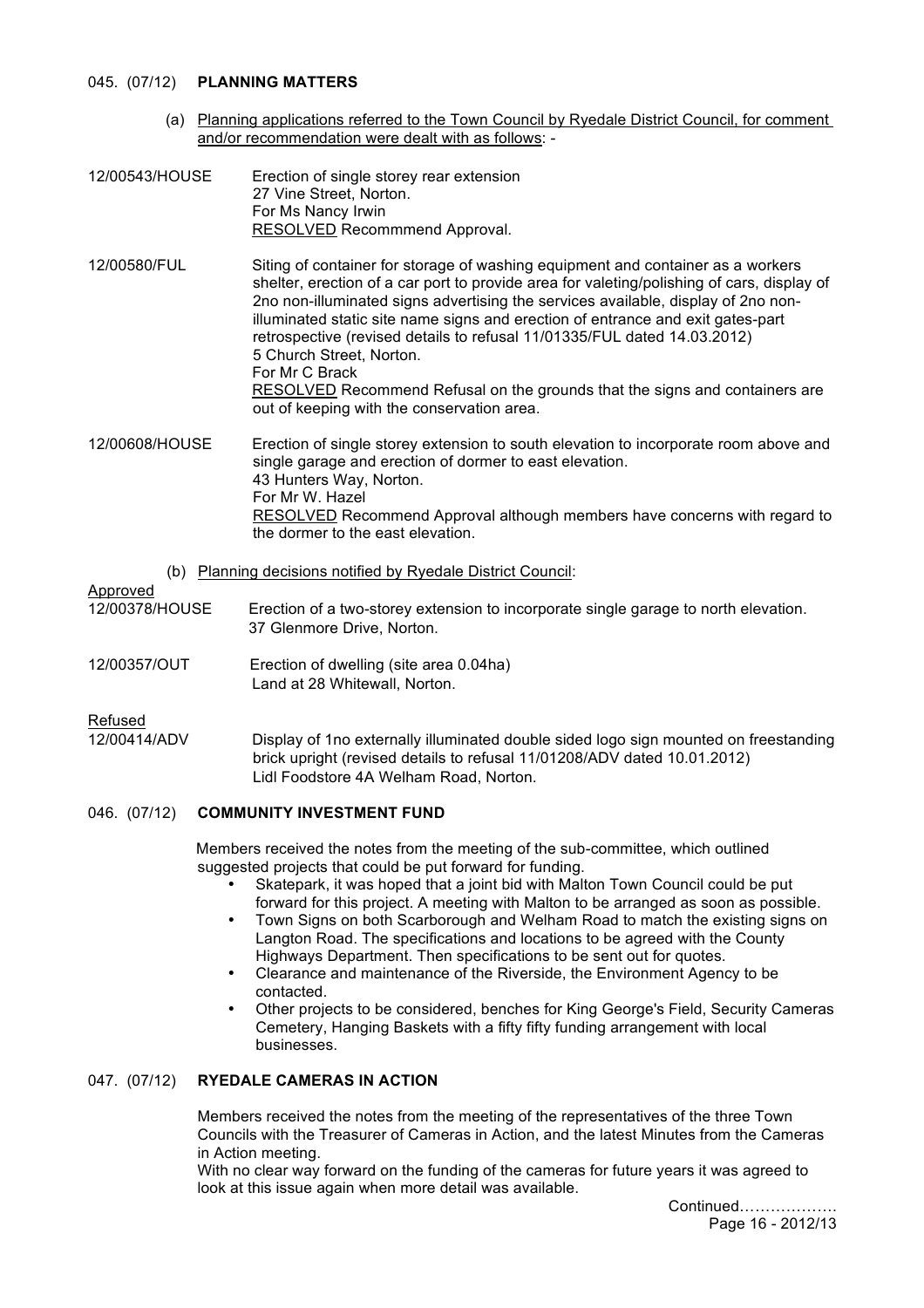045. (07/12) **PLANNING MATTERS**

(a) Planning applications referred to the Town Council by Ryedale District Council, for comment and/or recommendation were dealt with as follows: -

12/00543/HOUSE
Erection of single storey rear extension
27 Vine Street, Norton.
For Ms Nancy Irwin
RESOLVED Recommmend Approval.

12/00580/FUL
Siting of container for storage of washing equipment and container as a workers shelter, erection of a car port to provide area for valeting/polishing of cars, display of 2no non-illuminated signs advertising the services available, display of 2no non-illuminated static site name signs and erection of entrance and exit gates-part retrospective (revised details to refusal 11/01335/FUL dated 14.03.2012)
5 Church Street, Norton.
For Mr C Brack
RESOLVED Recommend Refusal on the grounds that the signs and containers are out of keeping with the conservation area.

12/00608/HOUSE
Erection of single storey extension to south elevation to incorporate room above and single garage and erection of dormer to east elevation.
43 Hunters Way, Norton.
For Mr W. Hazel
RESOLVED Recommend Approval although members have concerns with regard to the dormer to the east elevation.

(b) Planning decisions notified by Ryedale District Council:

Approved

12/00378/HOUSE
Erection of a two-storey extension to incorporate single garage to north elevation.
37 Glenmore Drive, Norton.

12/00357/OUT
Erection of dwelling (site area 0.04ha)
Land at 28 Whitewall, Norton.

Refused

12/00414/ADV
Display of 1no externally illuminated double sided logo sign mounted on freestanding brick upright (revised details to refusal 11/01208/ADV dated 10.01.2012)
Lidl Foodstore 4A Welham Road, Norton.

046. (07/12) **COMMUNITY INVESTMENT FUND**

Members received the notes from the meeting of the sub-committee, which outlined suggested projects that could be put forward for funding.

- Skatepark, it was hoped that a joint bid with Malton Town Council could be put forward for this project. A meeting with Malton to be arranged as soon as possible.
- Town Signs on both Scarborough and Welham Road to match the existing signs on Langton Road. The specifications and locations to be agreed with the County Highways Department. Then specifications to be sent out for quotes.
- Clearance and maintenance of the Riverside, the Environment Agency to be contacted.
- Other projects to be considered, benches for King George's Field, Security Cameras Cemetery, Hanging Baskets with a fifty fifty funding arrangement with local businesses.

047. (07/12) **RYEDALE CAMERAS IN ACTION**

Members received the notes from the meeting of the representatives of the three Town Councils with the Treasurer of Cameras in Action, and the latest Minutes from the Cameras in Action meeting.
With no clear way forward on the funding of the cameras for future years it was agreed to look at this issue again when more detail was available.

Continued……………….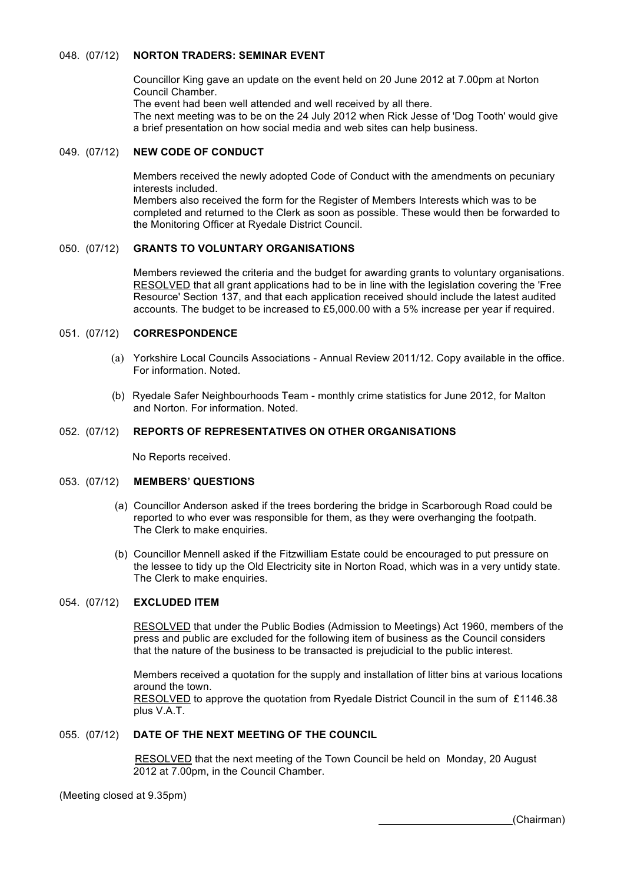## 048. (07/12) NORTON TRADERS: SEMINAR EVENT

Councillor King gave an update on the event held on 20 June 2012 at 7.00pm at Norton Council Chamber.
The event had been well attended and well received by all there.
The next meeting was to be on the 24 July 2012 when Rick Jesse of 'Dog Tooth' would give a brief presentation on how social media and web sites can help business.

## 049. (07/12) NEW CODE OF CONDUCT

Members received the newly adopted Code of Conduct with the amendments on pecuniary interests included.
Members also received the form for the Register of Members Interests which was to be completed and returned to the Clerk as soon as possible. These would then be forwarded to the Monitoring Officer at Ryedale District Council.

## 050. (07/12) GRANTS TO VOLUNTARY ORGANISATIONS

Members reviewed the criteria and the budget for awarding grants to voluntary organisations. RESOLVED that all grant applications had to be in line with the legislation covering the 'Free Resource' Section 137, and that each application received should include the latest audited accounts. The budget to be increased to £5,000.00 with a 5% increase per year if required.

## 051. (07/12) CORRESPONDENCE

(a) Yorkshire Local Councils Associations - Annual Review 2011/12. Copy available in the office. For information. Noted.

(b) Ryedale Safer Neighbourhoods Team - monthly crime statistics for June 2012, for Malton and Norton. For information. Noted.

## 052. (07/12) REPORTS OF REPRESENTATIVES ON OTHER ORGANISATIONS

No Reports received.

## 053. (07/12) MEMBERS' QUESTIONS

(a) Councillor Anderson asked if the trees bordering the bridge in Scarborough Road could be reported to who ever was responsible for them, as they were overhanging the footpath. The Clerk to make enquiries.

(b) Councillor Mennell asked if the Fitzwilliam Estate could be encouraged to put pressure on the lessee to tidy up the Old Electricity site in Norton Road, which was in a very untidy state. The Clerk to make enquiries.

## 054. (07/12) EXCLUDED ITEM

RESOLVED that under the Public Bodies (Admission to Meetings) Act 1960, members of the press and public are excluded for the following item of business as the Council considers that the nature of the business to be transacted is prejudicial to the public interest.

Members received a quotation for the supply and installation of litter bins at various locations around the town.
RESOLVED to approve the quotation from Ryedale District Council in the sum of £1146.38 plus V.A.T.

## 055. (07/12) DATE OF THE NEXT MEETING OF THE COUNCIL

RESOLVED that the next meeting of the Town Council be held on Monday, 20 August 2012 at 7.00pm, in the Council Chamber.

(Meeting closed at 9.35pm)

\_\_\_\_\_\_\_\_\_\_\_\_\_\_\_\_\_\_\_\_\_\_\_(Chairman)